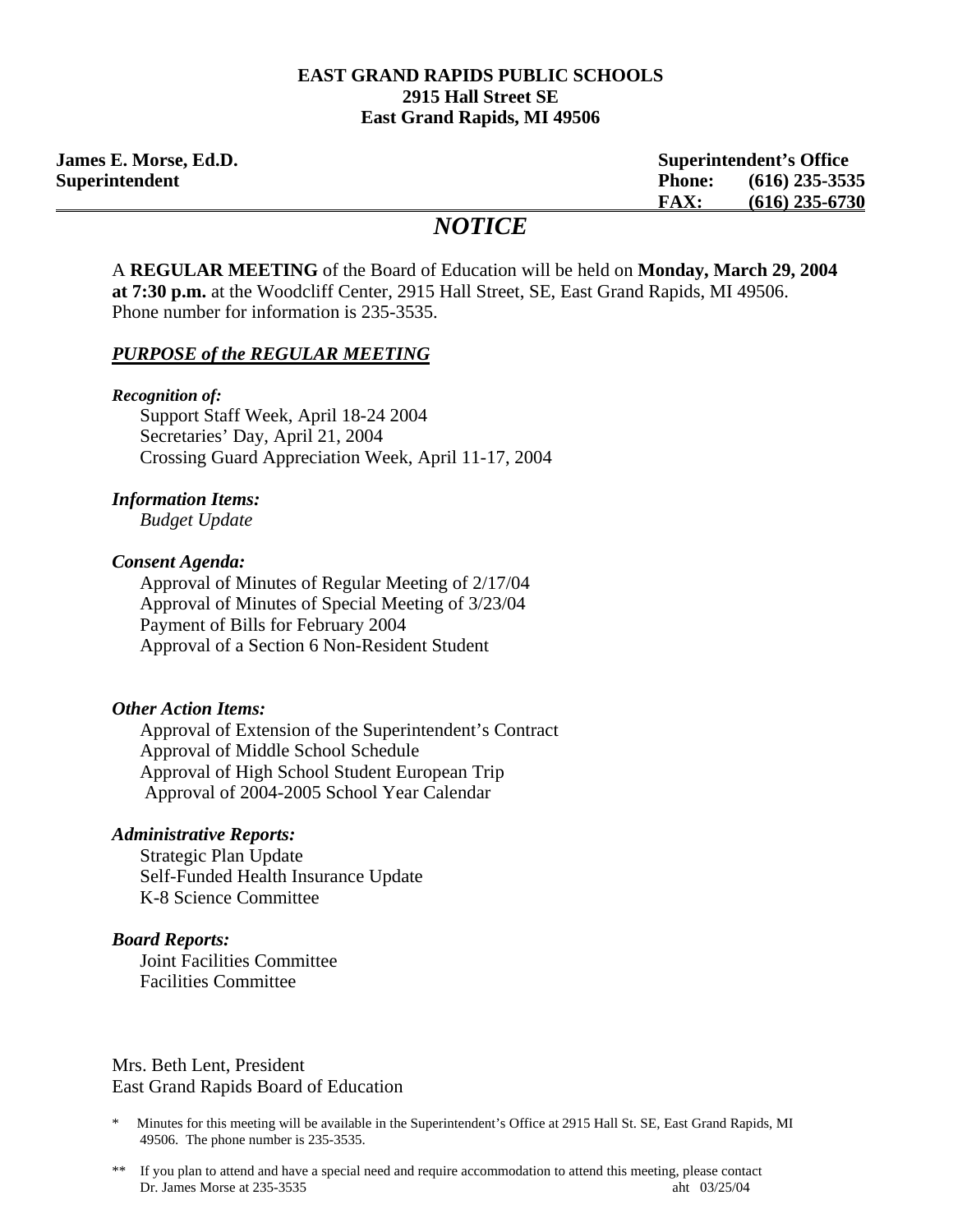**EAST GRAND RAPIDS PUBLIC SCHOOLS**
**2915 Hall Street SE**
**East Grand Rapids, MI 49506**

**James E. Morse, Ed.D.**
**Superintendent**

**Superintendent's Office**
**Phone: (616) 235-3535**
**FAX: (616) 235-6730**

# *NOTICE*

A **REGULAR MEETING** of the Board of Education will be held on **Monday, March 29, 2004 at 7:30 p.m.** at the Woodcliff Center, 2915 Hall Street, SE, East Grand Rapids, MI 49506. Phone number for information is 235-3535.

## ***PURPOSE of the REGULAR MEETING***

***Recognition of:***

Support Staff Week, April 18-24 2004
Secretaries' Day, April 21, 2004
Crossing Guard Appreciation Week, April 11-17, 2004

***Information Items:***

*Budget Update*

***Consent Agenda:***

Approval of Minutes of Regular Meeting of 2/17/04
Approval of Minutes of Special Meeting of 3/23/04
Payment of Bills for February 2004
Approval of a Section 6 Non-Resident Student

***Other Action Items:***

Approval of Extension of the Superintendent's Contract
Approval of Middle School Schedule
Approval of High School Student European Trip
Approval of 2004-2005 School Year Calendar

***Administrative Reports:***

Strategic Plan Update
Self-Funded Health Insurance Update
K-8 Science Committee

***Board Reports:***

Joint Facilities Committee
Facilities Committee

Mrs. Beth Lent, President
East Grand Rapids Board of Education

\* Minutes for this meeting will be available in the Superintendent's Office at 2915 Hall St. SE, East Grand Rapids, MI 49506. The phone number is 235-3535.

\*\* If you plan to attend and have a special need and require accommodation to attend this meeting, please contact Dr. James Morse at 235-3535

aht 03/25/04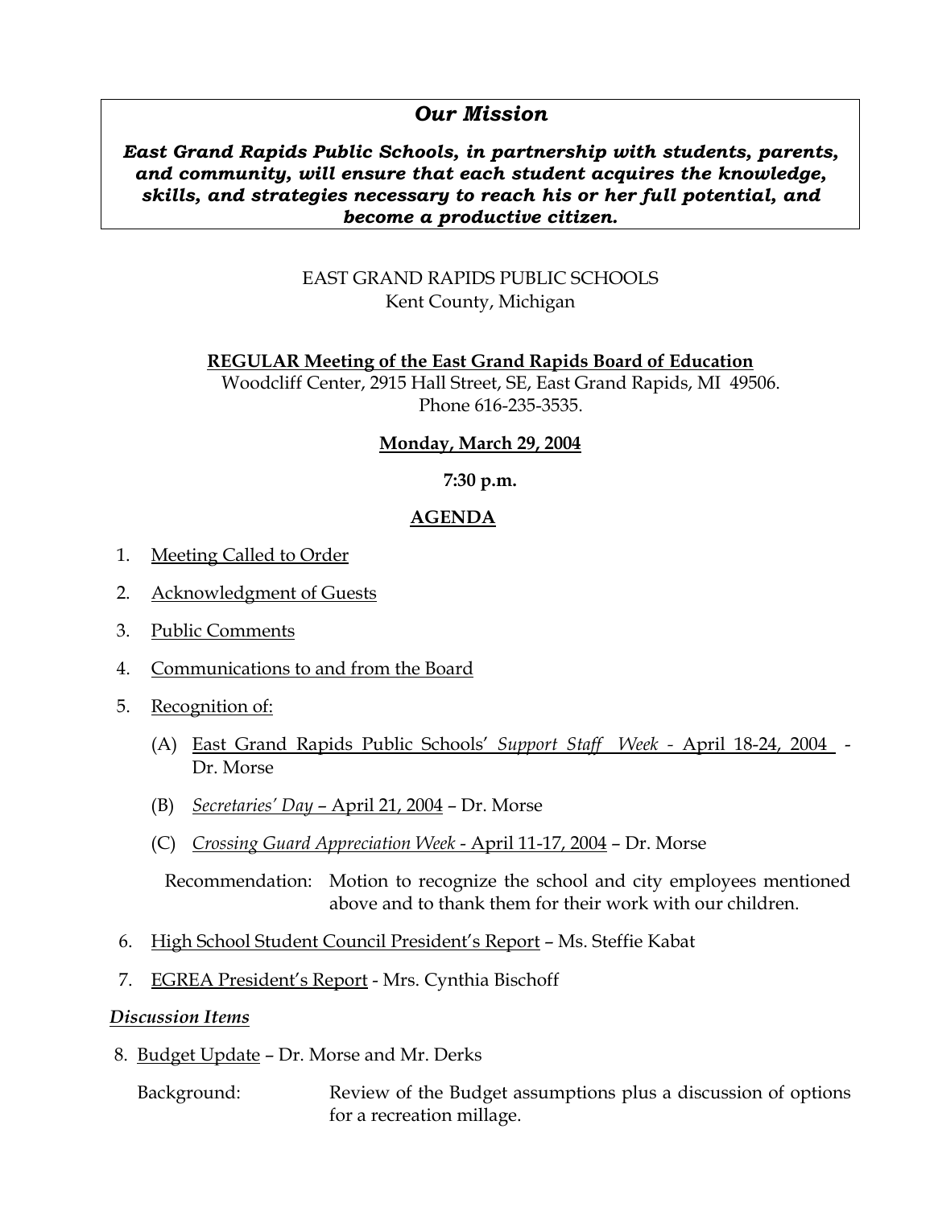## *Our Mission*

***East Grand Rapids Public Schools, in partnership with students, parents, and community, will ensure that each student acquires the knowledge, skills, and strategies necessary to reach his or her full potential, and become a productive citizen.***

EAST GRAND RAPIDS PUBLIC SCHOOLS
Kent County, Michigan

**REGULAR Meeting of the East Grand Rapids Board of Education**
Woodcliff Center, 2915 Hall Street, SE, East Grand Rapids, MI 49506.
Phone 616-235-3535.

**Monday, March 29, 2004**

**7:30 p.m.**

**AGENDA**

1. Meeting Called to Order
2. Acknowledgment of Guests
3. Public Comments
4. Communications to and from the Board
5. Recognition of:

   (A) East Grand Rapids Public Schools' *Support Staff Week* - April 18-24, 2004 - Dr. Morse

   (B) *Secretaries' Day* – April 21, 2004 – Dr. Morse

   (C) *Crossing Guard Appreciation Week* - April 11-17, 2004 – Dr. Morse

   Recommendation: Motion to recognize the school and city employees mentioned above and to thank them for their work with our children.

6. High School Student Council President's Report – Ms. Steffie Kabat
7. EGREA President's Report - Mrs. Cynthia Bischoff

***Discussion Items***

8. Budget Update – Dr. Morse and Mr. Derks

   Background: Review of the Budget assumptions plus a discussion of options for a recreation millage.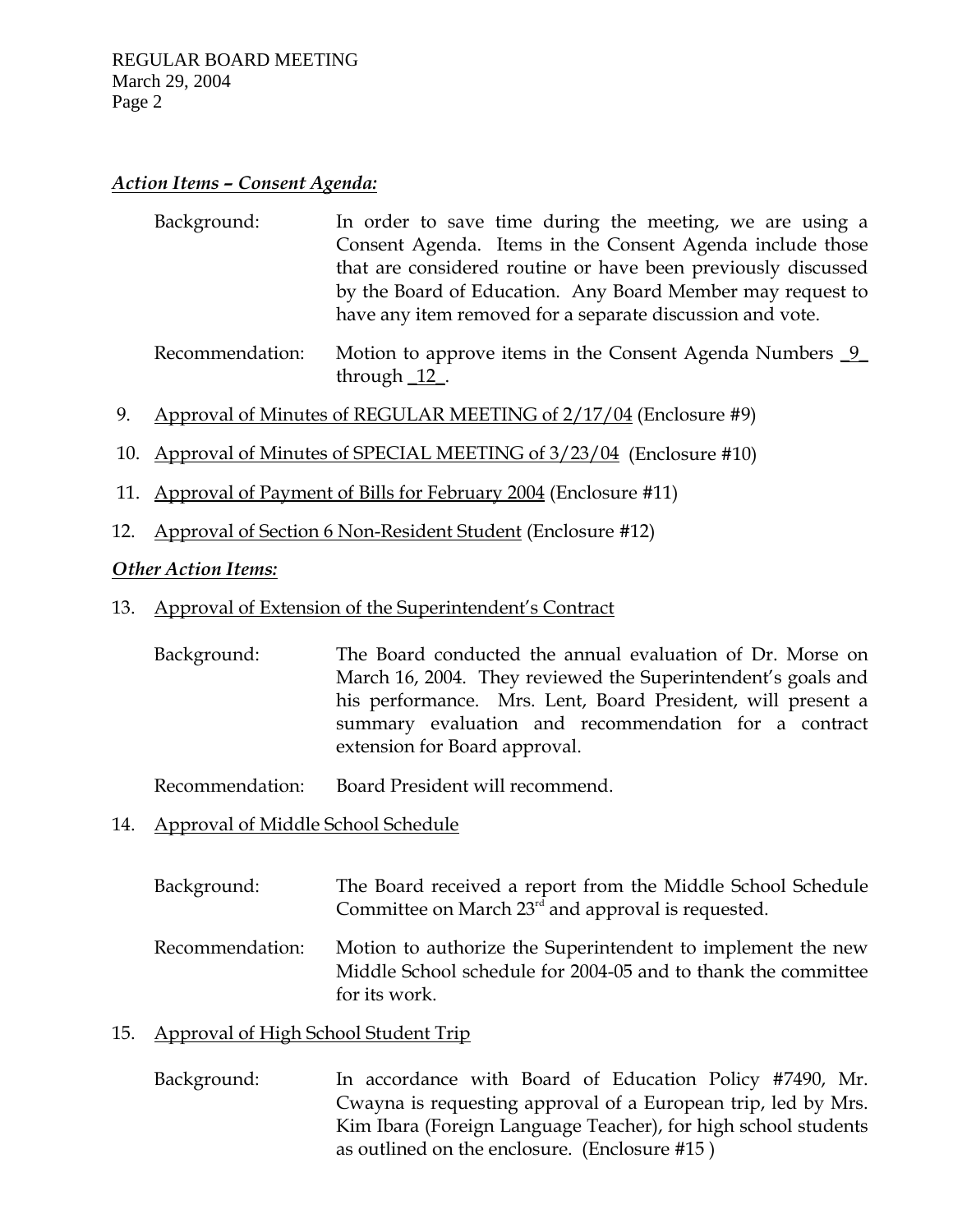*Action Items – Consent Agenda:*

Background: In order to save time during the meeting, we are using a Consent Agenda. Items in the Consent Agenda include those that are considered routine or have been previously discussed by the Board of Education. Any Board Member may request to have any item removed for a separate discussion and vote.

Recommendation: Motion to approve items in the Consent Agenda Numbers _9_ through _12_.

9. Approval of Minutes of REGULAR MEETING of 2/17/04 (Enclosure #9)
10. Approval of Minutes of SPECIAL MEETING of 3/23/04 (Enclosure #10)
11. Approval of Payment of Bills for February 2004 (Enclosure #11)
12. Approval of Section 6 Non-Resident Student (Enclosure #12)

*Other Action Items:*

13. Approval of Extension of the Superintendent's Contract

    Background: The Board conducted the annual evaluation of Dr. Morse on March 16, 2004. They reviewed the Superintendent's goals and his performance. Mrs. Lent, Board President, will present a summary evaluation and recommendation for a contract extension for Board approval.

    Recommendation: Board President will recommend.

14. Approval of Middle School Schedule

    Background: The Board received a report from the Middle School Schedule Committee on March 23rd and approval is requested.

    Recommendation: Motion to authorize the Superintendent to implement the new Middle School schedule for 2004-05 and to thank the committee for its work.

15. Approval of High School Student Trip

    Background: In accordance with Board of Education Policy #7490, Mr. Cwayna is requesting approval of a European trip, led by Mrs. Kim Ibara (Foreign Language Teacher), for high school students as outlined on the enclosure. (Enclosure #15 )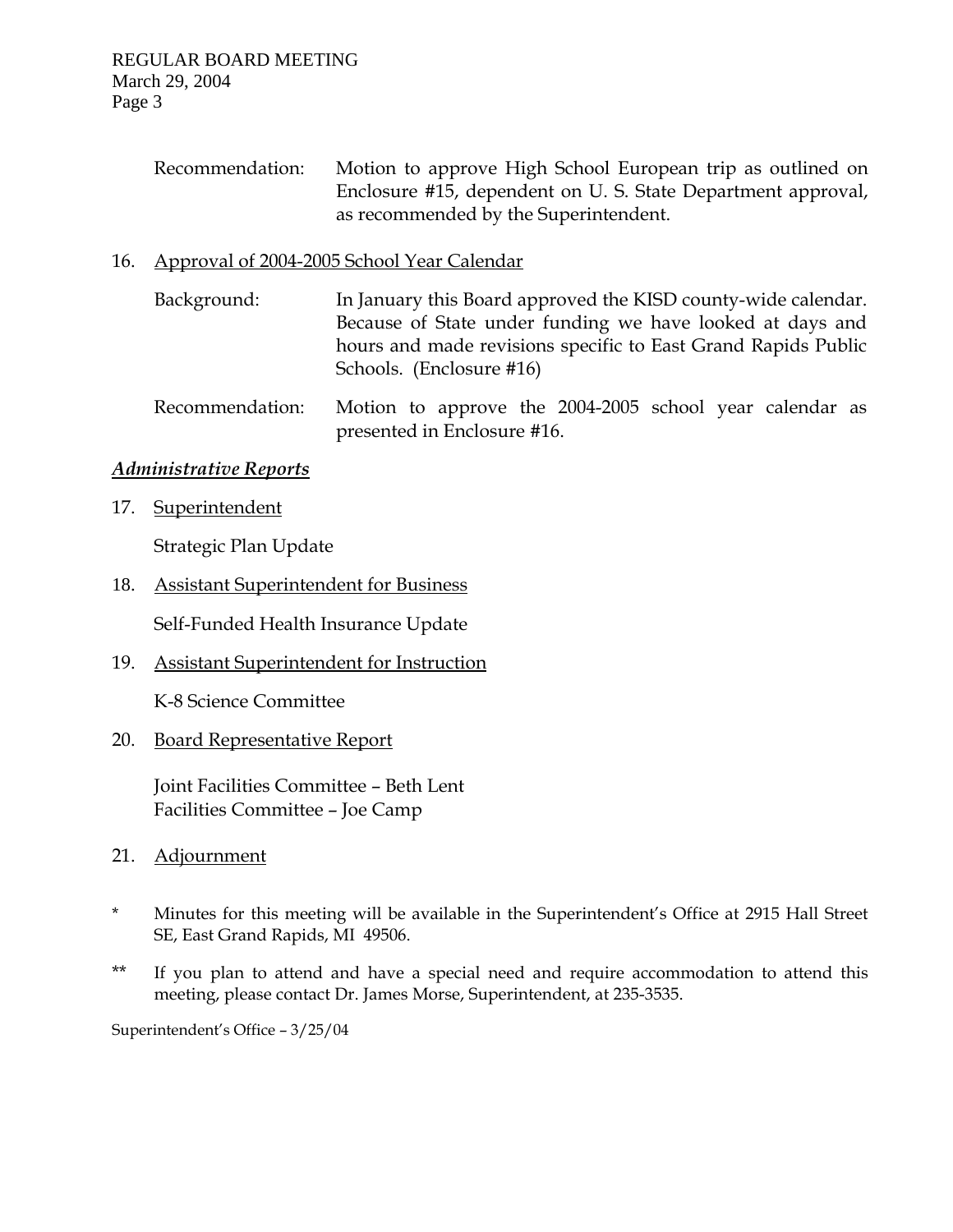Recommendation: Motion to approve High School European trip as outlined on Enclosure #15, dependent on U. S. State Department approval, as recommended by the Superintendent.

16. Approval of 2004-2005 School Year Calendar

Background: In January this Board approved the KISD county-wide calendar. Because of State under funding we have looked at days and hours and made revisions specific to East Grand Rapids Public Schools. (Enclosure #16)

Recommendation: Motion to approve the 2004-2005 school year calendar as presented in Enclosure #16.

***Administrative Reports***

17. Superintendent

    Strategic Plan Update

18. Assistant Superintendent for Business

    Self-Funded Health Insurance Update

19. Assistant Superintendent for Instruction

    K-8 Science Committee

20. Board Representative Report

    Joint Facilities Committee – Beth Lent
    Facilities Committee – Joe Camp

21. Adjournment

\* Minutes for this meeting will be available in the Superintendent's Office at 2915 Hall Street SE, East Grand Rapids, MI 49506.

\** If you plan to attend and have a special need and require accommodation to attend this meeting, please contact Dr. James Morse, Superintendent, at 235-3535.

Superintendent's Office – 3/25/04